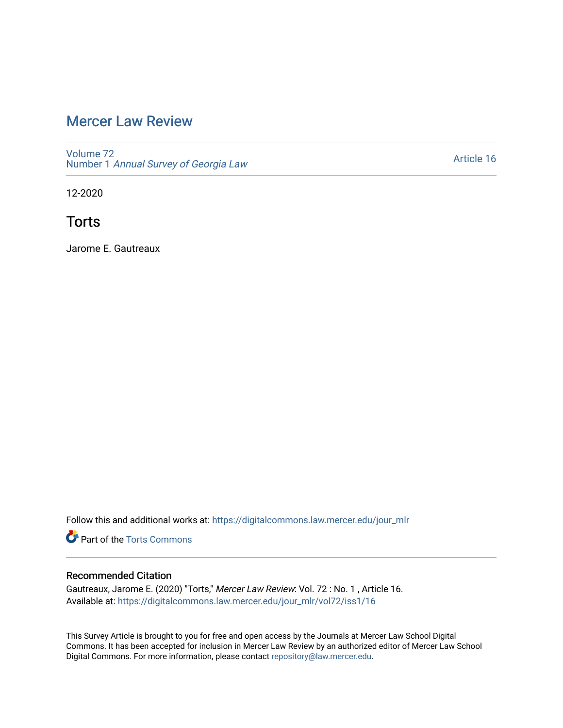# Mercer Law Review

Volume 72
Number 1 *Annual Survey of Georgia Law*

Article 16

12-2020

## Torts

Jarome E. Gautreaux

Follow this and additional works at: https://digitalcommons.law.mercer.edu/jour_mlr

Part of the Torts Commons

### Recommended Citation

Gautreaux, Jarome E. (2020) "Torts," *Mercer Law Review*: Vol. 72 : No. 1 , Article 16.
Available at: https://digitalcommons.law.mercer.edu/jour_mlr/vol72/iss1/16

This Survey Article is brought to you for free and open access by the Journals at Mercer Law School Digital Commons. It has been accepted for inclusion in Mercer Law Review by an authorized editor of Mercer Law School Digital Commons. For more information, please contact repository@law.mercer.edu.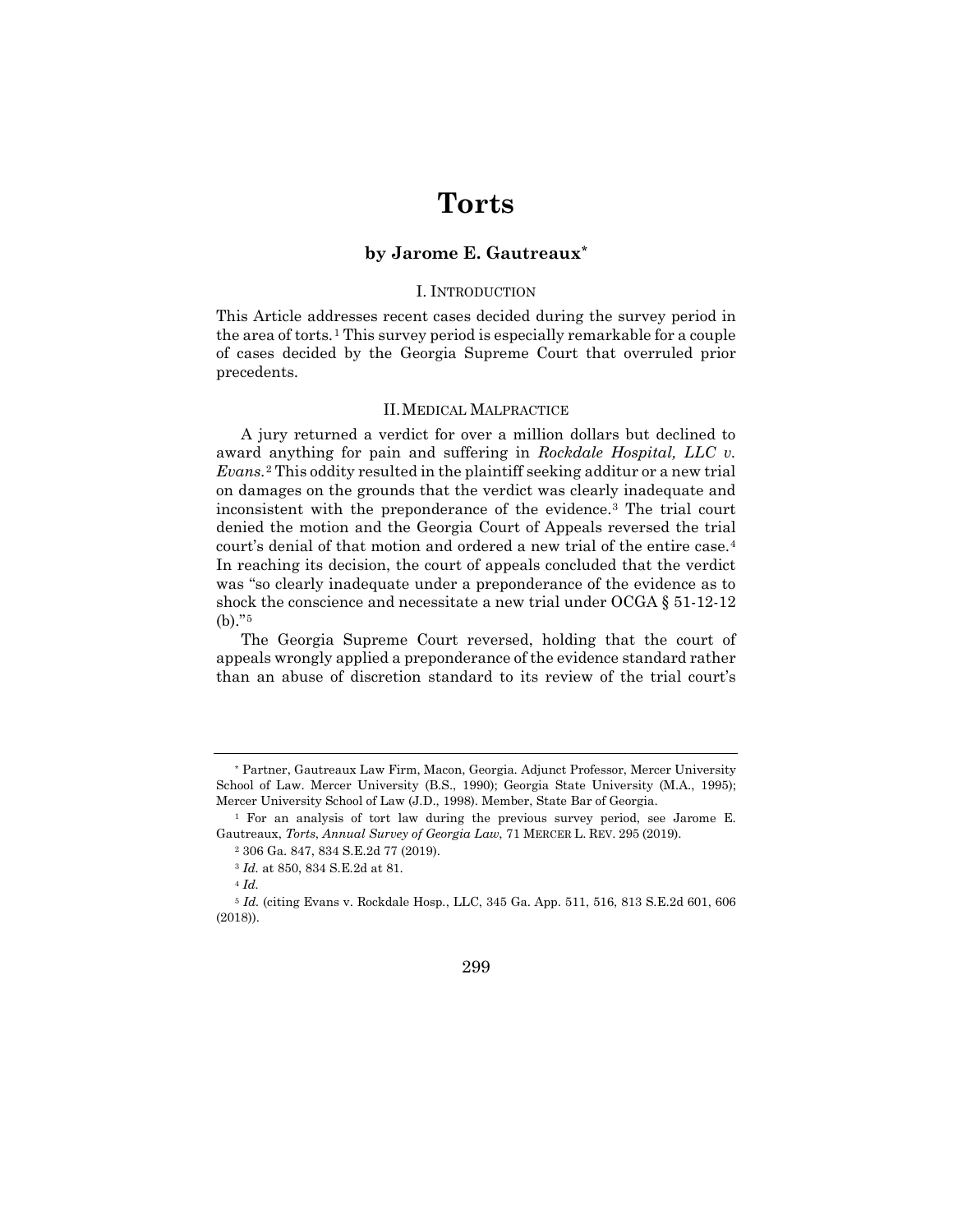# Torts

### by Jarome E. Gautreaux*

## I. INTRODUCTION

This Article addresses recent cases decided during the survey period in the area of torts.[1] This survey period is especially remarkable for a couple of cases decided by the Georgia Supreme Court that overruled prior precedents.

## II. MEDICAL MALPRACTICE

A jury returned a verdict for over a million dollars but declined to award anything for pain and suffering in *Rockdale Hospital, LLC v. Evans.*[2] This oddity resulted in the plaintiff seeking additur or a new trial on damages on the grounds that the verdict was clearly inadequate and inconsistent with the preponderance of the evidence.[3] The trial court denied the motion and the Georgia Court of Appeals reversed the trial court's denial of that motion and ordered a new trial of the entire case.[4] In reaching its decision, the court of appeals concluded that the verdict was "so clearly inadequate under a preponderance of the evidence as to shock the conscience and necessitate a new trial under OCGA § 51-12-12 (b)."[5]

The Georgia Supreme Court reversed, holding that the court of appeals wrongly applied a preponderance of the evidence standard rather than an abuse of discretion standard to its review of the trial court's

---

\* Partner, Gautreaux Law Firm, Macon, Georgia. Adjunct Professor, Mercer University School of Law. Mercer University (B.S., 1990); Georgia State University (M.A., 1995); Mercer University School of Law (J.D., 1998). Member, State Bar of Georgia.

1. For an analysis of tort law during the previous survey period, see Jarome E. Gautreaux, *Torts*, *Annual Survey of Georgia Law*, 71 MERCER L. REV. 295 (2019).

2. 306 Ga. 847, 834 S.E.2d 77 (2019).

3. *Id.* at 850, 834 S.E.2d at 81.

4. *Id.*

5. *Id.* (citing Evans v. Rockdale Hosp., LLC, 345 Ga. App. 511, 516, 813 S.E.2d 601, 606 (2018)).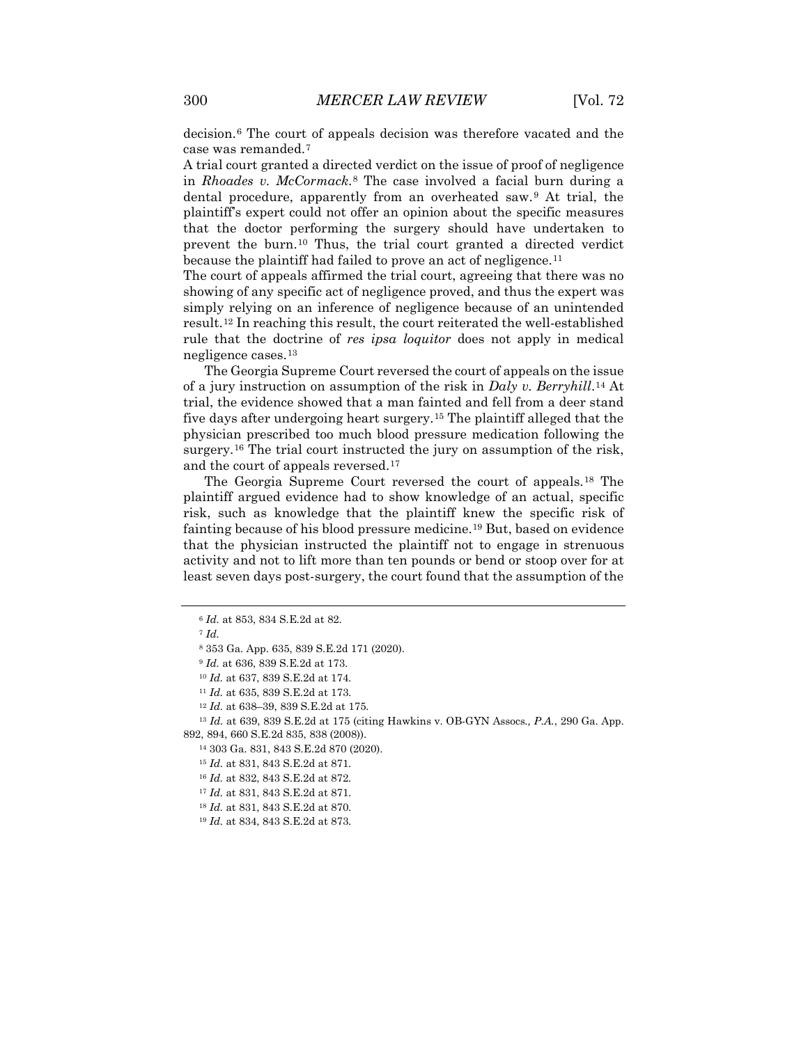decision.[6] The court of appeals decision was therefore vacated and the case was remanded.[7]

A trial court granted a directed verdict on the issue of proof of negligence in *Rhoades v. McCormack*.[8] The case involved a facial burn during a dental procedure, apparently from an overheated saw.[9] At trial, the plaintiff's expert could not offer an opinion about the specific measures that the doctor performing the surgery should have undertaken to prevent the burn.[10] Thus, the trial court granted a directed verdict because the plaintiff had failed to prove an act of negligence.[11]

The court of appeals affirmed the trial court, agreeing that there was no showing of any specific act of negligence proved, and thus the expert was simply relying on an inference of negligence because of an unintended result.[12] In reaching this result, the court reiterated the well-established rule that the doctrine of *res ipsa loquitor* does not apply in medical negligence cases.[13]

The Georgia Supreme Court reversed the court of appeals on the issue of a jury instruction on assumption of the risk in *Daly v. Berryhill*.[14] At trial, the evidence showed that a man fainted and fell from a deer stand five days after undergoing heart surgery.[15] The plaintiff alleged that the physician prescribed too much blood pressure medication following the surgery.[16] The trial court instructed the jury on assumption of the risk, and the court of appeals reversed.[17]

The Georgia Supreme Court reversed the court of appeals.[18] The plaintiff argued evidence had to show knowledge of an actual, specific risk, such as knowledge that the plaintiff knew the specific risk of fainting because of his blood pressure medicine.[19] But, based on evidence that the physician instructed the plaintiff not to engage in strenuous activity and not to lift more than ten pounds or bend or stoop over for at least seven days post-surgery, the court found that the assumption of the

---

[6] *Id.* at 853, 834 S.E.2d at 82.

[7] *Id.*

[8] 353 Ga. App. 635, 839 S.E.2d 171 (2020).

[9] *Id.* at 636, 839 S.E.2d at 173.

[10] *Id.* at 637, 839 S.E.2d at 174.

[11] *Id.* at 635, 839 S.E.2d at 173.

[12] *Id.* at 638–39, 839 S.E.2d at 175.

[13] *Id.* at 639, 839 S.E.2d at 175 (citing Hawkins v. OB-GYN Assocs*., P.A.*, 290 Ga. App. 892, 894, 660 S.E.2d 835, 838 (2008)).

[14] 303 Ga. 831, 843 S.E.2d 870 (2020).

[15] *Id.* at 831, 843 S.E.2d at 871.

[16] *Id.* at 832, 843 S.E.2d at 872.

[17] *Id.* at 831, 843 S.E.2d at 871.

[18] *Id.* at 831, 843 S.E.2d at 870.

[19] *Id.* at 834, 843 S.E.2d at 873.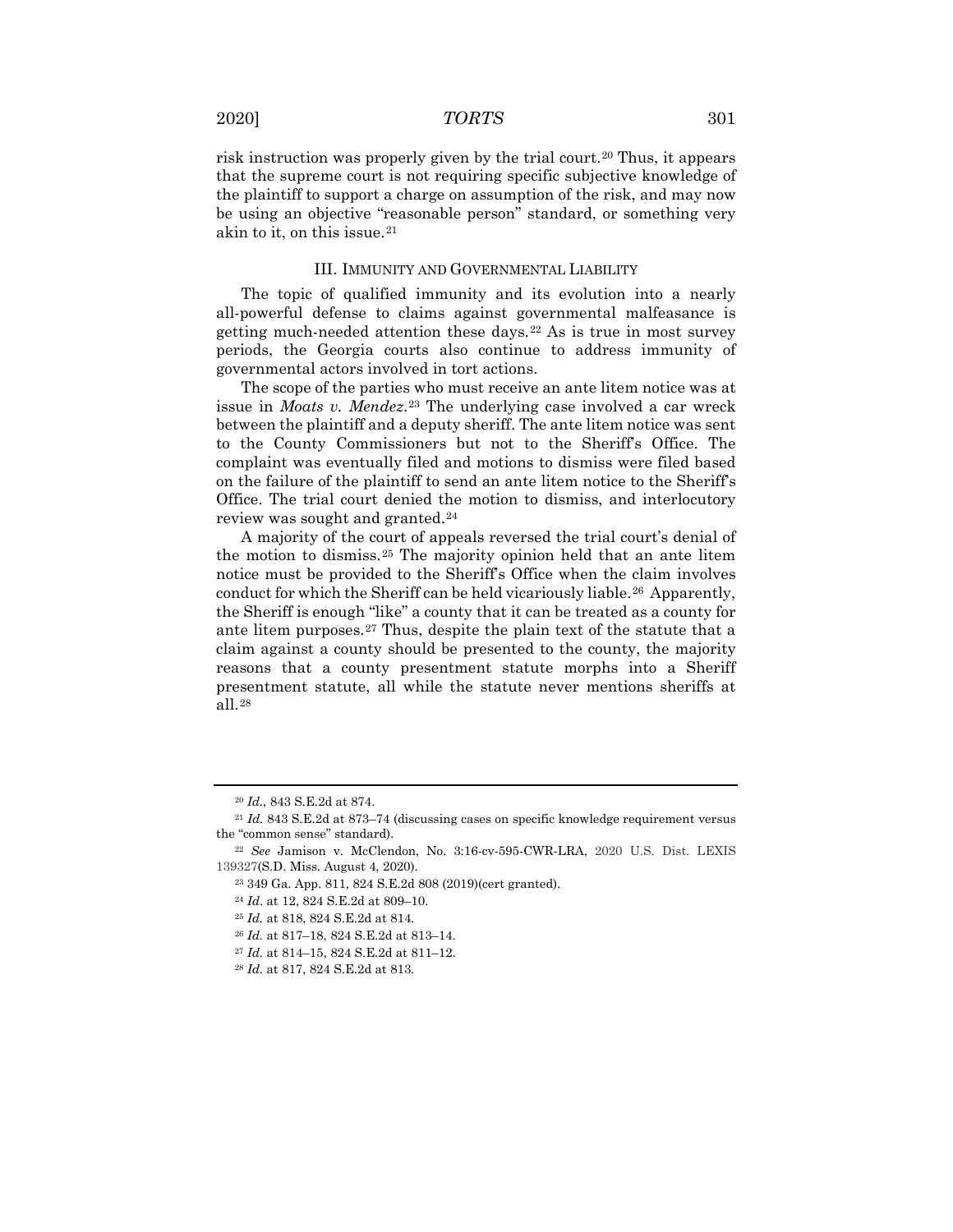risk instruction was properly given by the trial court.[20] Thus, it appears that the supreme court is not requiring specific subjective knowledge of the plaintiff to support a charge on assumption of the risk, and may now be using an objective "reasonable person" standard, or something very akin to it, on this issue.[21]

### III. Immunity and Governmental Liability

The topic of qualified immunity and its evolution into a nearly all-powerful defense to claims against governmental malfeasance is getting much-needed attention these days.[22] As is true in most survey periods, the Georgia courts also continue to address immunity of governmental actors involved in tort actions.

The scope of the parties who must receive an ante litem notice was at issue in *Moats v. Mendez*.[23] The underlying case involved a car wreck between the plaintiff and a deputy sheriff. The ante litem notice was sent to the County Commissioners but not to the Sheriff's Office. The complaint was eventually filed and motions to dismiss were filed based on the failure of the plaintiff to send an ante litem notice to the Sheriff's Office. The trial court denied the motion to dismiss, and interlocutory review was sought and granted.[24]

A majority of the court of appeals reversed the trial court's denial of the motion to dismiss.[25] The majority opinion held that an ante litem notice must be provided to the Sheriff's Office when the claim involves conduct for which the Sheriff can be held vicariously liable.[26] Apparently, the Sheriff is enough "like" a county that it can be treated as a county for ante litem purposes.[27] Thus, despite the plain text of the statute that a claim against a county should be presented to the county, the majority reasons that a county presentment statute morphs into a Sheriff presentment statute, all while the statute never mentions sheriffs at all.[28]

---

[20] *Id.*, 843 S.E.2d at 874.

[21] *Id.* 843 S.E.2d at 873–74 (discussing cases on specific knowledge requirement versus the "common sense" standard).

[22] *See* Jamison v. McClendon, No. 3:16-cv-595-CWR-LRA, 2020 U.S. Dist. LEXIS 139327(S.D. Miss. August 4, 2020).

[23] 349 Ga. App. 811, 824 S.E.2d 808 (2019)(cert granted).

[24] *Id*. at 12, 824 S.E.2d at 809–10.

[25] *Id.* at 818, 824 S.E.2d at 814.

[26] *Id.* at 817–18, 824 S.E.2d at 813–14.

[27] *Id.* at 814–15, 824 S.E.2d at 811–12.

[28] *Id.* at 817, 824 S.E.2d at 813.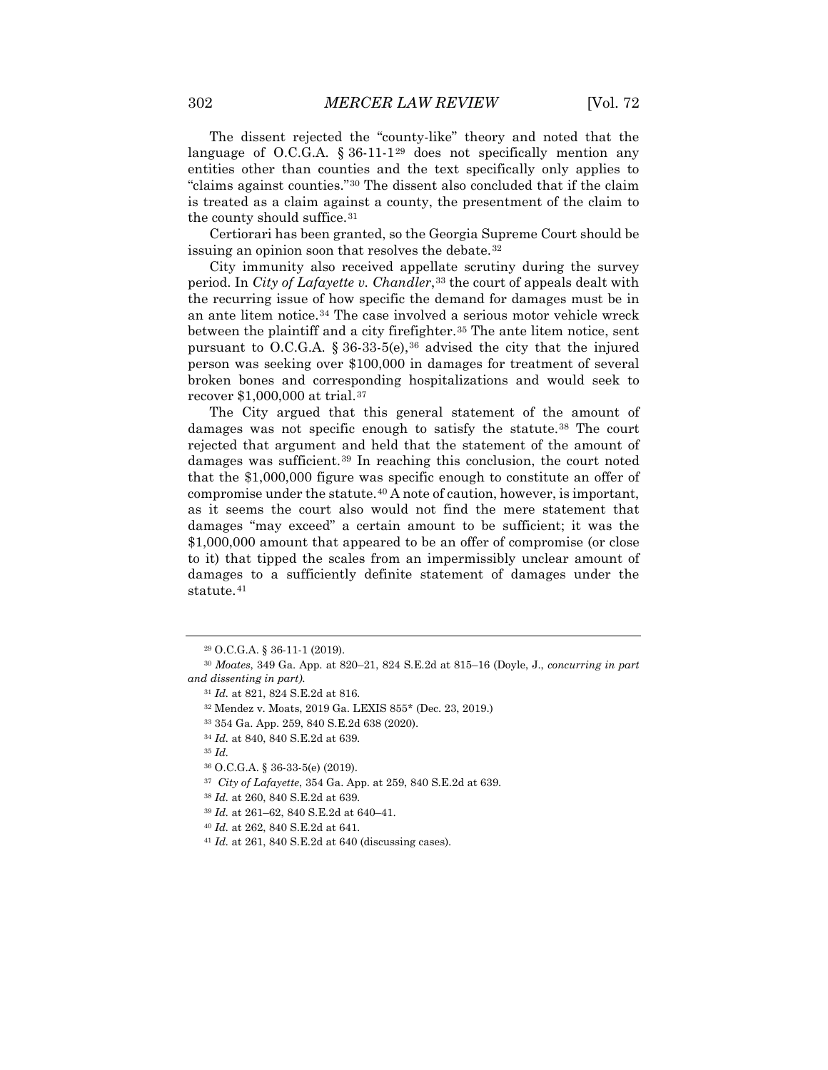The dissent rejected the "county-like" theory and noted that the language of O.C.G.A. § 36-11-1[29] does not specifically mention any entities other than counties and the text specifically only applies to "claims against counties."[30] The dissent also concluded that if the claim is treated as a claim against a county, the presentment of the claim to the county should suffice.[31]

Certiorari has been granted, so the Georgia Supreme Court should be issuing an opinion soon that resolves the debate.[32]

City immunity also received appellate scrutiny during the survey period. In *City of Lafayette v. Chandler*,[33] the court of appeals dealt with the recurring issue of how specific the demand for damages must be in an ante litem notice.[34] The case involved a serious motor vehicle wreck between the plaintiff and a city firefighter.[35] The ante litem notice, sent pursuant to O.C.G.A. § 36-33-5(e),[36] advised the city that the injured person was seeking over $100,000 in damages for treatment of several broken bones and corresponding hospitalizations and would seek to recover $1,000,000 at trial.[37]

The City argued that this general statement of the amount of damages was not specific enough to satisfy the statute.[38] The court rejected that argument and held that the statement of the amount of damages was sufficient.[39] In reaching this conclusion, the court noted that the $1,000,000 figure was specific enough to constitute an offer of compromise under the statute.[40] A note of caution, however, is important, as it seems the court also would not find the mere statement that damages "may exceed" a certain amount to be sufficient; it was the $1,000,000 amount that appeared to be an offer of compromise (or close to it) that tipped the scales from an impermissibly unclear amount of damages to a sufficiently definite statement of damages under the statute.[41]

---

[29] O.C.G.A. § 36-11-1 (2019).

[30] *Moates*, 349 Ga. App. at 820–21, 824 S.E.2d at 815–16 (Doyle, J., *concurring in part and dissenting in part).*

[31] *Id.* at 821, 824 S.E.2d at 816.

[32] Mendez v. Moats, 2019 Ga. LEXIS 855* (Dec. 23, 2019.)

[33] 354 Ga. App. 259, 840 S.E.2d 638 (2020).

[34] *Id.* at 840, 840 S.E.2d at 639.

[35] *Id.*

[36] O.C.G.A. § 36-33-5(e) (2019).

[37] *City of Lafayette*, 354 Ga. App. at 259, 840 S.E.2d at 639.

[38] *Id.* at 260, 840 S.E.2d at 639.

[39] *Id.* at 261–62, 840 S.E.2d at 640–41.

[40] *Id.* at 262, 840 S.E.2d at 641.

[41] *Id.* at 261, 840 S.E.2d at 640 (discussing cases).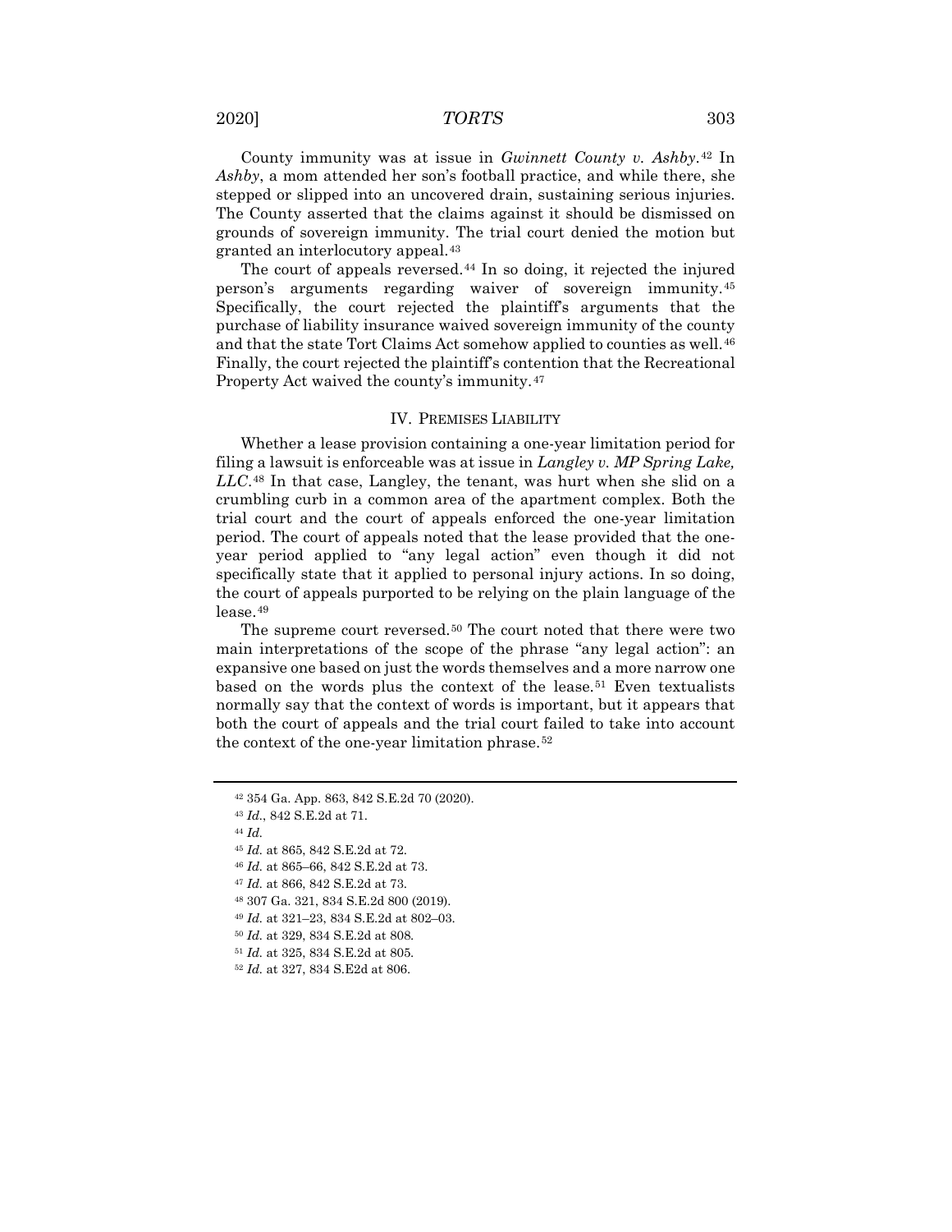County immunity was at issue in *Gwinnett County v. Ashby*.[42] In *Ashby*, a mom attended her son's football practice, and while there, she stepped or slipped into an uncovered drain, sustaining serious injuries. The County asserted that the claims against it should be dismissed on grounds of sovereign immunity. The trial court denied the motion but granted an interlocutory appeal.[43]

The court of appeals reversed.[44] In so doing, it rejected the injured person's arguments regarding waiver of sovereign immunity.[45] Specifically, the court rejected the plaintiff's arguments that the purchase of liability insurance waived sovereign immunity of the county and that the state Tort Claims Act somehow applied to counties as well.[46] Finally, the court rejected the plaintiff's contention that the Recreational Property Act waived the county's immunity.[47]

## IV. PREMISES LIABILITY

Whether a lease provision containing a one-year limitation period for filing a lawsuit is enforceable was at issue in *Langley v. MP Spring Lake, LLC*.[48] In that case, Langley, the tenant, was hurt when she slid on a crumbling curb in a common area of the apartment complex. Both the trial court and the court of appeals enforced the one-year limitation period. The court of appeals noted that the lease provided that the one-year period applied to "any legal action" even though it did not specifically state that it applied to personal injury actions. In so doing, the court of appeals purported to be relying on the plain language of the lease.[49]

The supreme court reversed.[50] The court noted that there were two main interpretations of the scope of the phrase "any legal action": an expansive one based on just the words themselves and a more narrow one based on the words plus the context of the lease.[51] Even textualists normally say that the context of words is important, but it appears that both the court of appeals and the trial court failed to take into account the context of the one-year limitation phrase.[52]

---

[42] 354 Ga. App. 863, 842 S.E.2d 70 (2020).

[43] *Id.*, 842 S.E.2d at 71.

[44] *Id.*

[45] *Id.* at 865, 842 S.E.2d at 72.

[46] *Id.* at 865–66, 842 S.E.2d at 73.

[47] *Id.* at 866, 842 S.E.2d at 73.

[48] 307 Ga. 321, 834 S.E.2d 800 (2019).

[49] *Id.* at 321–23, 834 S.E.2d at 802–03.

[50] *Id.* at 329, 834 S.E.2d at 808.

[51] *Id.* at 325, 834 S.E.2d at 805.

[52] *Id.* at 327, 834 S.E2d at 806.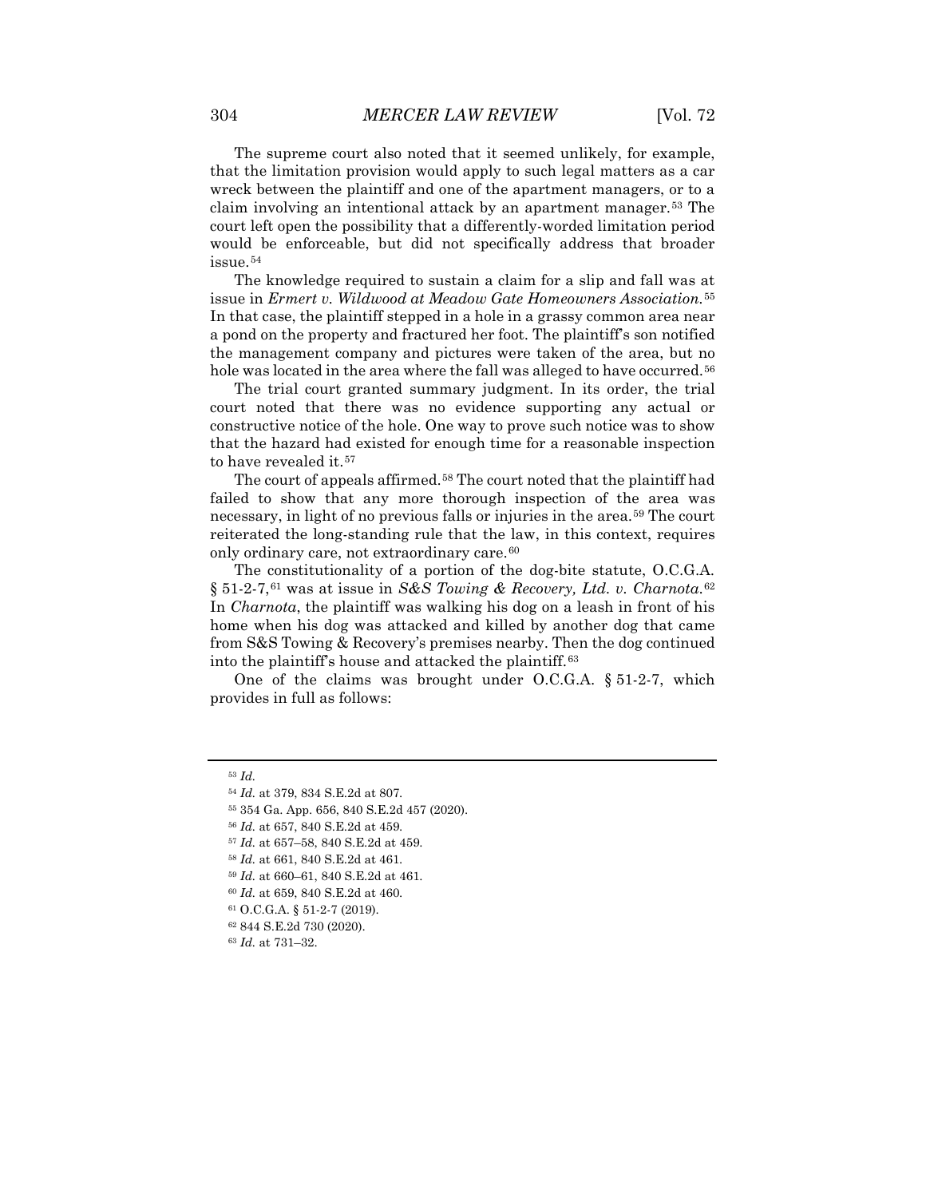The supreme court also noted that it seemed unlikely, for example, that the limitation provision would apply to such legal matters as a car wreck between the plaintiff and one of the apartment managers, or to a claim involving an intentional attack by an apartment manager.[53] The court left open the possibility that a differently-worded limitation period would be enforceable, but did not specifically address that broader issue.[54]

The knowledge required to sustain a claim for a slip and fall was at issue in *Ermert v. Wildwood at Meadow Gate Homeowners Association.*[55] In that case, the plaintiff stepped in a hole in a grassy common area near a pond on the property and fractured her foot. The plaintiff's son notified the management company and pictures were taken of the area, but no hole was located in the area where the fall was alleged to have occurred.[56]

The trial court granted summary judgment. In its order, the trial court noted that there was no evidence supporting any actual or constructive notice of the hole. One way to prove such notice was to show that the hazard had existed for enough time for a reasonable inspection to have revealed it.[57]

The court of appeals affirmed.[58] The court noted that the plaintiff had failed to show that any more thorough inspection of the area was necessary, in light of no previous falls or injuries in the area.[59] The court reiterated the long-standing rule that the law, in this context, requires only ordinary care, not extraordinary care.[60]

The constitutionality of a portion of the dog-bite statute, O.C.G.A. § 51-2-7,[61] was at issue in *S&S Towing & Recovery, Ltd. v. Charnota.*[62] In *Charnota*, the plaintiff was walking his dog on a leash in front of his home when his dog was attacked and killed by another dog that came from S&S Towing & Recovery's premises nearby. Then the dog continued into the plaintiff's house and attacked the plaintiff.[63]

One of the claims was brought under O.C.G.A. § 51-2-7, which provides in full as follows:

---

[53] *Id.*

[54] *Id.* at 379, 834 S.E.2d at 807.

[55] 354 Ga. App. 656, 840 S.E.2d 457 (2020).

[56] *Id.* at 657, 840 S.E.2d at 459.

[57] *Id.* at 657–58, 840 S.E.2d at 459.

[58] *Id.* at 661, 840 S.E.2d at 461.

[59] *Id.* at 660–61, 840 S.E.2d at 461.

[60] *Id.* at 659, 840 S.E.2d at 460.

[61] O.C.G.A. § 51-2-7 (2019).

[62] 844 S.E.2d 730 (2020).

[63] *Id.* at 731–32.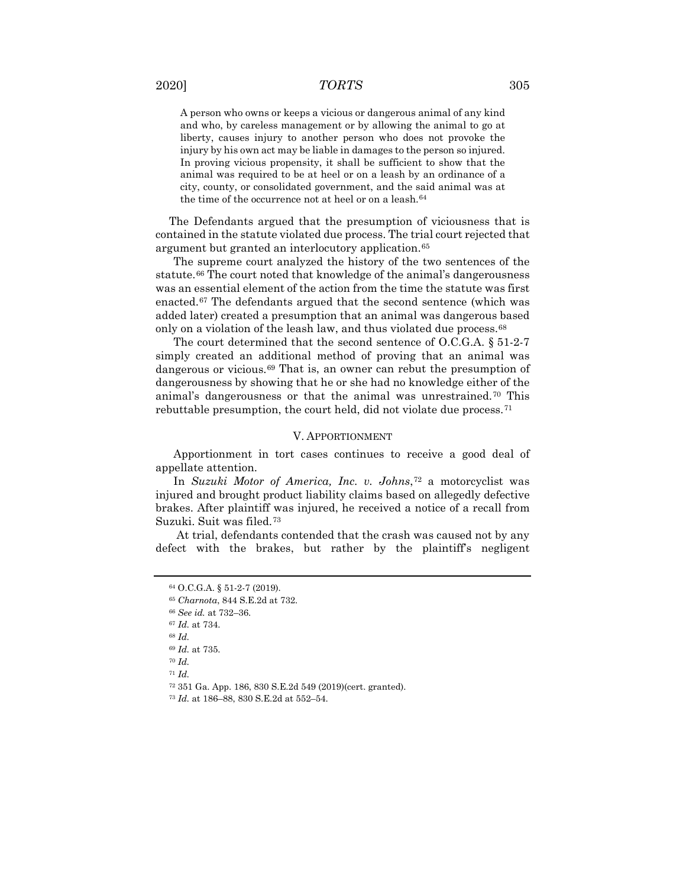> A person who owns or keeps a vicious or dangerous animal of any kind and who, by careless management or by allowing the animal to go at liberty, causes injury to another person who does not provoke the injury by his own act may be liable in damages to the person so injured. In proving vicious propensity, it shall be sufficient to show that the animal was required to be at heel or on a leash by an ordinance of a city, county, or consolidated government, and the said animal was at the time of the occurrence not at heel or on a leash.[64]

The Defendants argued that the presumption of viciousness that is contained in the statute violated due process. The trial court rejected that argument but granted an interlocutory application.[65]

The supreme court analyzed the history of the two sentences of the statute.[66] The court noted that knowledge of the animal's dangerousness was an essential element of the action from the time the statute was first enacted.[67] The defendants argued that the second sentence (which was added later) created a presumption that an animal was dangerous based only on a violation of the leash law, and thus violated due process.[68]

The court determined that the second sentence of O.C.G.A. § 51-2-7 simply created an additional method of proving that an animal was dangerous or vicious.[69] That is, an owner can rebut the presumption of dangerousness by showing that he or she had no knowledge either of the animal's dangerousness or that the animal was unrestrained.[70] This rebuttable presumption, the court held, did not violate due process.[71]

## V. APPORTIONMENT

Apportionment in tort cases continues to receive a good deal of appellate attention.

In *Suzuki Motor of America, Inc. v. Johns*,[72] a motorcyclist was injured and brought product liability claims based on allegedly defective brakes. After plaintiff was injured, he received a notice of a recall from Suzuki. Suit was filed.[73]

At trial, defendants contended that the crash was caused not by any defect with the brakes, but rather by the plaintiff's negligent

---

[64] O.C.G.A. § 51-2-7 (2019).

[65] *Charnota*, 844 S.E.2d at 732.

[66] *See id.* at 732–36.

[67] *Id.* at 734.

[68] *Id.*

[69] *Id.* at 735.

[70] *Id.*

[71] *Id.*

[72] 351 Ga. App. 186, 830 S.E.2d 549 (2019)(cert. granted).

[73] *Id.* at 186–88, 830 S.E.2d at 552–54.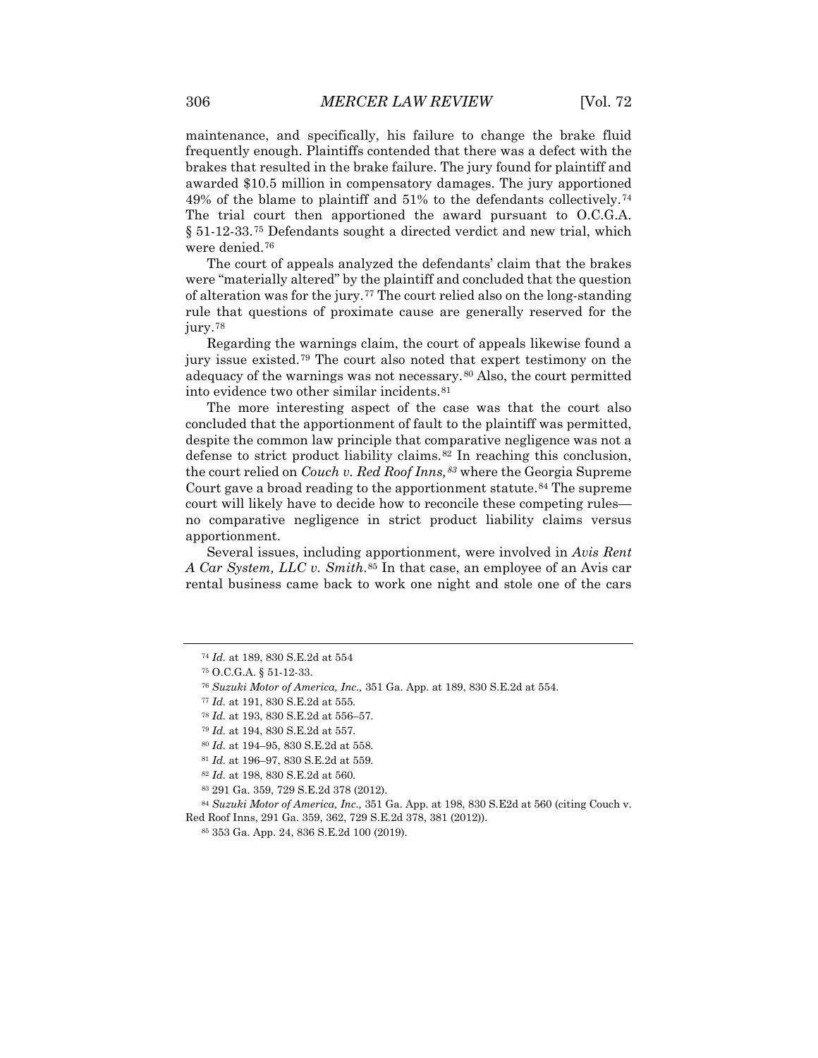maintenance, and specifically, his failure to change the brake fluid frequently enough. Plaintiffs contended that there was a defect with the brakes that resulted in the brake failure. The jury found for plaintiff and awarded $10.5 million in compensatory damages. The jury apportioned 49% of the blame to plaintiff and 51% to the defendants collectively.[74] The trial court then apportioned the award pursuant to O.C.G.A. § 51-12-33.[75] Defendants sought a directed verdict and new trial, which were denied.[76]

The court of appeals analyzed the defendants' claim that the brakes were "materially altered" by the plaintiff and concluded that the question of alteration was for the jury.[77] The court relied also on the long-standing rule that questions of proximate cause are generally reserved for the jury.[78]

Regarding the warnings claim, the court of appeals likewise found a jury issue existed.[79] The court also noted that expert testimony on the adequacy of the warnings was not necessary.[80] Also, the court permitted into evidence two other similar incidents.[81]

The more interesting aspect of the case was that the court also concluded that the apportionment of fault to the plaintiff was permitted, despite the common law principle that comparative negligence was not a defense to strict product liability claims.[82] In reaching this conclusion, the court relied on *Couch v. Red Roof Inns,*[83] where the Georgia Supreme Court gave a broad reading to the apportionment statute.[84] The supreme court will likely have to decide how to reconcile these competing rules—no comparative negligence in strict product liability claims versus apportionment.

Several issues, including apportionment, were involved in *Avis Rent A Car System, LLC v. Smith*.[85] In that case, an employee of an Avis car rental business came back to work one night and stole one of the cars

---

[74] *Id.* at 189, 830 S.E.2d at 554

[75] O.C.G.A. § 51-12-33.

[76] *Suzuki Motor of America, Inc.,* 351 Ga. App. at 189, 830 S.E.2d at 554.

[77] *Id.* at 191, 830 S.E.2d at 555.

[78] *Id.* at 193, 830 S.E.2d at 556–57.

[79] *Id.* at 194, 830 S.E.2d at 557.

[80] *Id.* at 194–95, 830 S.E.2d at 558.

[81] *Id.* at 196–97, 830 S.E.2d at 559.

[82] *Id.* at 198, 830 S.E.2d at 560.

[83] 291 Ga. 359, 729 S.E.2d 378 (2012).

[84] *Suzuki Motor of America, Inc.,* 351 Ga. App. at 198, 830 S.E2d at 560 (citing Couch v. Red Roof Inns, 291 Ga. 359, 362, 729 S.E.2d 378, 381 (2012)).

[85] 353 Ga. App. 24, 836 S.E.2d 100 (2019).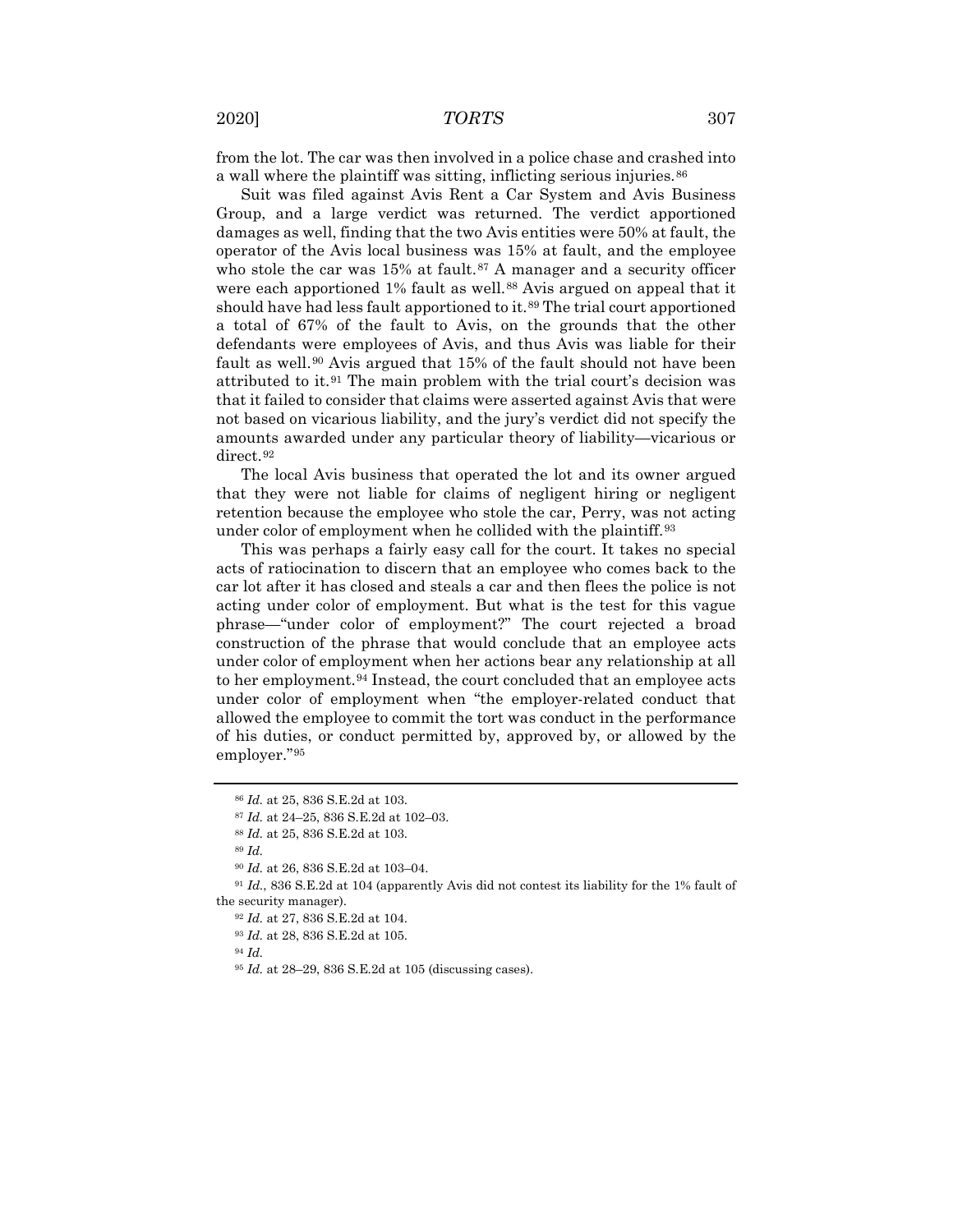from the lot. The car was then involved in a police chase and crashed into a wall where the plaintiff was sitting, inflicting serious injuries.[86]

Suit was filed against Avis Rent a Car System and Avis Business Group, and a large verdict was returned. The verdict apportioned damages as well, finding that the two Avis entities were 50% at fault, the operator of the Avis local business was 15% at fault, and the employee who stole the car was 15% at fault.[87] A manager and a security officer were each apportioned 1% fault as well.[88] Avis argued on appeal that it should have had less fault apportioned to it.[89] The trial court apportioned a total of 67% of the fault to Avis, on the grounds that the other defendants were employees of Avis, and thus Avis was liable for their fault as well.[90] Avis argued that 15% of the fault should not have been attributed to it.[91] The main problem with the trial court's decision was that it failed to consider that claims were asserted against Avis that were not based on vicarious liability, and the jury's verdict did not specify the amounts awarded under any particular theory of liability—vicarious or direct.[92]

The local Avis business that operated the lot and its owner argued that they were not liable for claims of negligent hiring or negligent retention because the employee who stole the car, Perry, was not acting under color of employment when he collided with the plaintiff.[93]

This was perhaps a fairly easy call for the court. It takes no special acts of ratiocination to discern that an employee who comes back to the car lot after it has closed and steals a car and then flees the police is not acting under color of employment. But what is the test for this vague phrase—"under color of employment?" The court rejected a broad construction of the phrase that would conclude that an employee acts under color of employment when her actions bear any relationship at all to her employment.[94] Instead, the court concluded that an employee acts under color of employment when "the employer-related conduct that allowed the employee to commit the tort was conduct in the performance of his duties, or conduct permitted by, approved by, or allowed by the employer."[95]

---

[86] *Id.* at 25, 836 S.E.2d at 103.

[87] *Id.* at 24–25, 836 S.E.2d at 102–03.

[88] *Id.* at 25, 836 S.E.2d at 103.

[89] *Id.*

[90] *Id.* at 26, 836 S.E.2d at 103–04.

[91] *Id.*, 836 S.E.2d at 104 (apparently Avis did not contest its liability for the 1% fault of the security manager).

[92] *Id.* at 27, 836 S.E.2d at 104.

[93] *Id.* at 28, 836 S.E.2d at 105.

[94] *Id.*

[95] *Id.* at 28–29, 836 S.E.2d at 105 (discussing cases).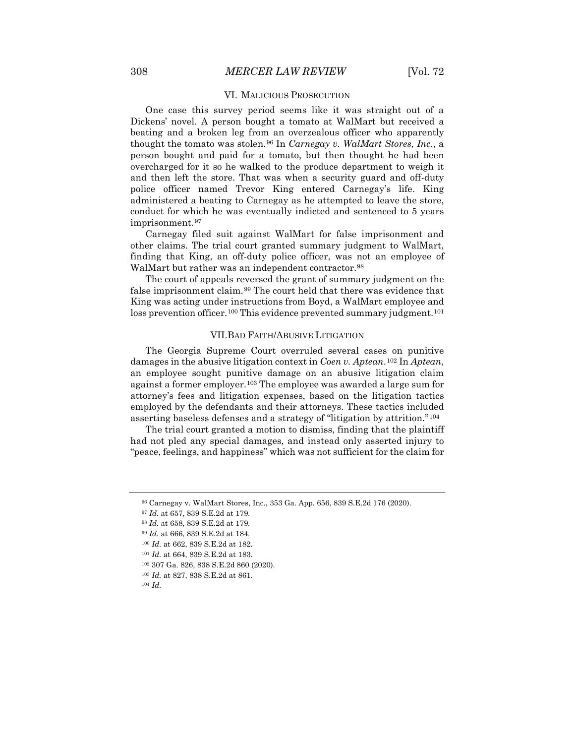## VI. MALICIOUS PROSECUTION

One case this survey period seems like it was straight out of a Dickens' novel. A person bought a tomato at WalMart but received a beating and a broken leg from an overzealous officer who apparently thought the tomato was stolen.[96] In *Carnegay v. WalMart Stores, Inc.*, a person bought and paid for a tomato, but then thought he had been overcharged for it so he walked to the produce department to weigh it and then left the store. That was when a security guard and off-duty police officer named Trevor King entered Carnegay's life. King administered a beating to Carnegay as he attempted to leave the store, conduct for which he was eventually indicted and sentenced to 5 years imprisonment.[97]

Carnegay filed suit against WalMart for false imprisonment and other claims. The trial court granted summary judgment to WalMart, finding that King, an off-duty police officer, was not an employee of WalMart but rather was an independent contractor.[98]

The court of appeals reversed the grant of summary judgment on the false imprisonment claim.[99] The court held that there was evidence that King was acting under instructions from Boyd, a WalMart employee and loss prevention officer.[100] This evidence prevented summary judgment.[101]

## VII. BAD FAITH/ABUSIVE LITIGATION

The Georgia Supreme Court overruled several cases on punitive damages in the abusive litigation context in *Coen v. Aptean*.[102] In *Aptean*, an employee sought punitive damage on an abusive litigation claim against a former employer.[103] The employee was awarded a large sum for attorney's fees and litigation expenses, based on the litigation tactics employed by the defendants and their attorneys. These tactics included asserting baseless defenses and a strategy of "litigation by attrition."[104]

The trial court granted a motion to dismiss, finding that the plaintiff had not pled any special damages, and instead only asserted injury to "peace, feelings, and happiness" which was not sufficient for the claim for

---

[96] Carnegay v. WalMart Stores, Inc., 353 Ga. App. 656, 839 S.E.2d 176 (2020).

[97] *Id.* at 657, 839 S.E.2d at 179.

[98] *Id.* at 658, 839 S.E.2d at 179.

[99] *Id.* at 666, 839 S.E.2d at 184.

[100] *Id.* at 662, 839 S.E.2d at 182.

[101] *Id.* at 664, 839 S.E.2d at 183.

[102] 307 Ga. 826, 838 S.E.2d 860 (2020).

[103] *Id.* at 827, 838 S.E.2d at 861.

[104] *Id.*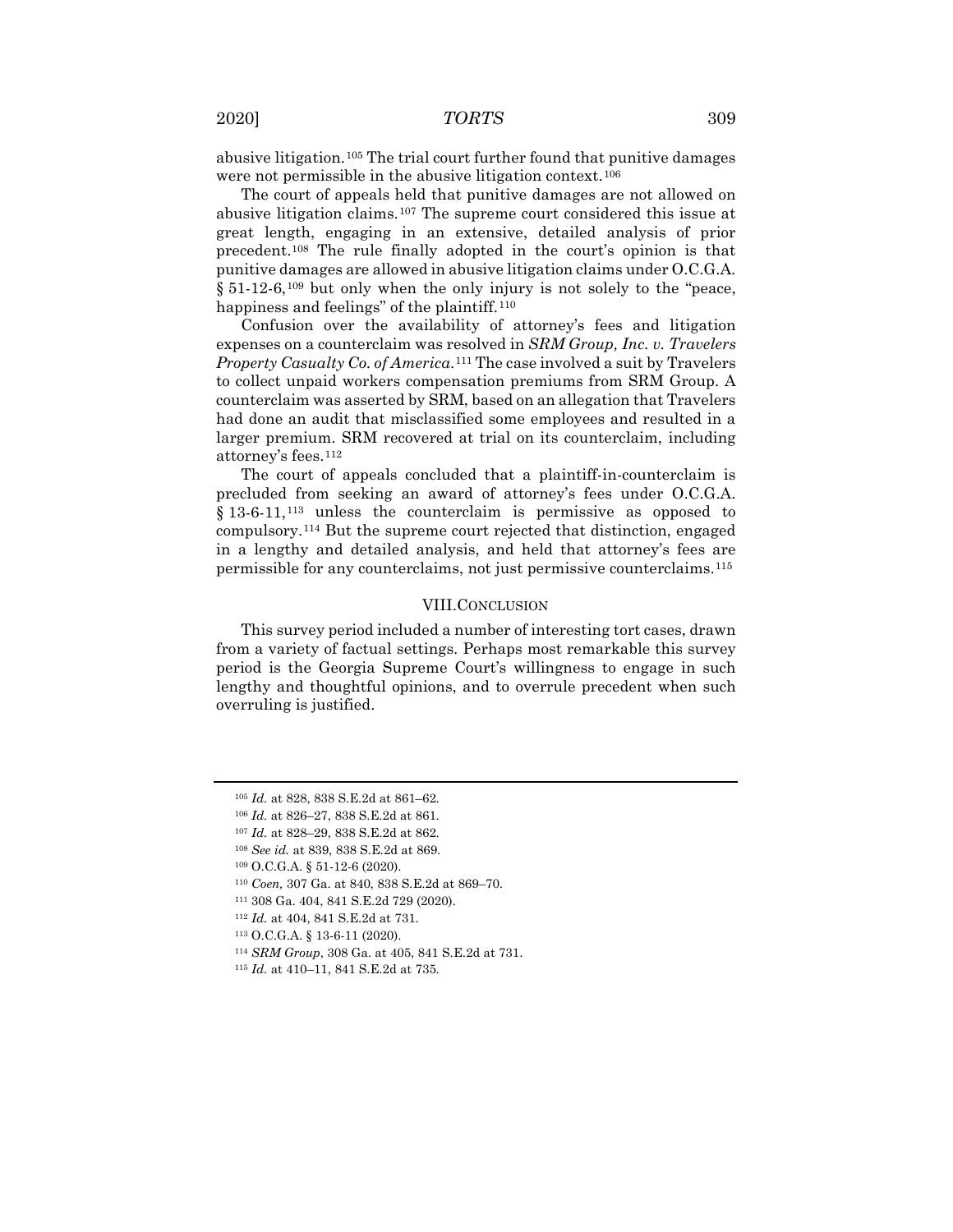abusive litigation.[105] The trial court further found that punitive damages were not permissible in the abusive litigation context.[106]

The court of appeals held that punitive damages are not allowed on abusive litigation claims.[107] The supreme court considered this issue at great length, engaging in an extensive, detailed analysis of prior precedent.[108] The rule finally adopted in the court's opinion is that punitive damages are allowed in abusive litigation claims under O.C.G.A. § 51-12-6,[109] but only when the only injury is not solely to the "peace, happiness and feelings" of the plaintiff.[110]

Confusion over the availability of attorney's fees and litigation expenses on a counterclaim was resolved in *SRM Group, Inc. v. Travelers Property Casualty Co. of America.*[111] The case involved a suit by Travelers to collect unpaid workers compensation premiums from SRM Group. A counterclaim was asserted by SRM, based on an allegation that Travelers had done an audit that misclassified some employees and resulted in a larger premium. SRM recovered at trial on its counterclaim, including attorney's fees.[112]

The court of appeals concluded that a plaintiff-in-counterclaim is precluded from seeking an award of attorney's fees under O.C.G.A. § 13-6-11,[113] unless the counterclaim is permissive as opposed to compulsory.[114] But the supreme court rejected that distinction, engaged in a lengthy and detailed analysis, and held that attorney's fees are permissible for any counterclaims, not just permissive counterclaims.[115]

## VIII. CONCLUSION

This survey period included a number of interesting tort cases, drawn from a variety of factual settings. Perhaps most remarkable this survey period is the Georgia Supreme Court's willingness to engage in such lengthy and thoughtful opinions, and to overrule precedent when such overruling is justified.

---

[105] *Id.* at 828, 838 S.E.2d at 861–62.

[106] *Id.* at 826–27, 838 S.E.2d at 861.

[107] *Id.* at 828–29, 838 S.E.2d at 862.

[108] *See id.* at 839, 838 S.E.2d at 869.

[109] O.C.G.A. § 51-12-6 (2020).

[110] *Coen,* 307 Ga. at 840, 838 S.E.2d at 869–70.

[111] 308 Ga. 404, 841 S.E.2d 729 (2020).

[112] *Id.* at 404, 841 S.E.2d at 731.

[113] O.C.G.A. § 13-6-11 (2020).

[114] *SRM Group*, 308 Ga. at 405, 841 S.E.2d at 731.

[115] *Id.* at 410–11, 841 S.E.2d at 735.